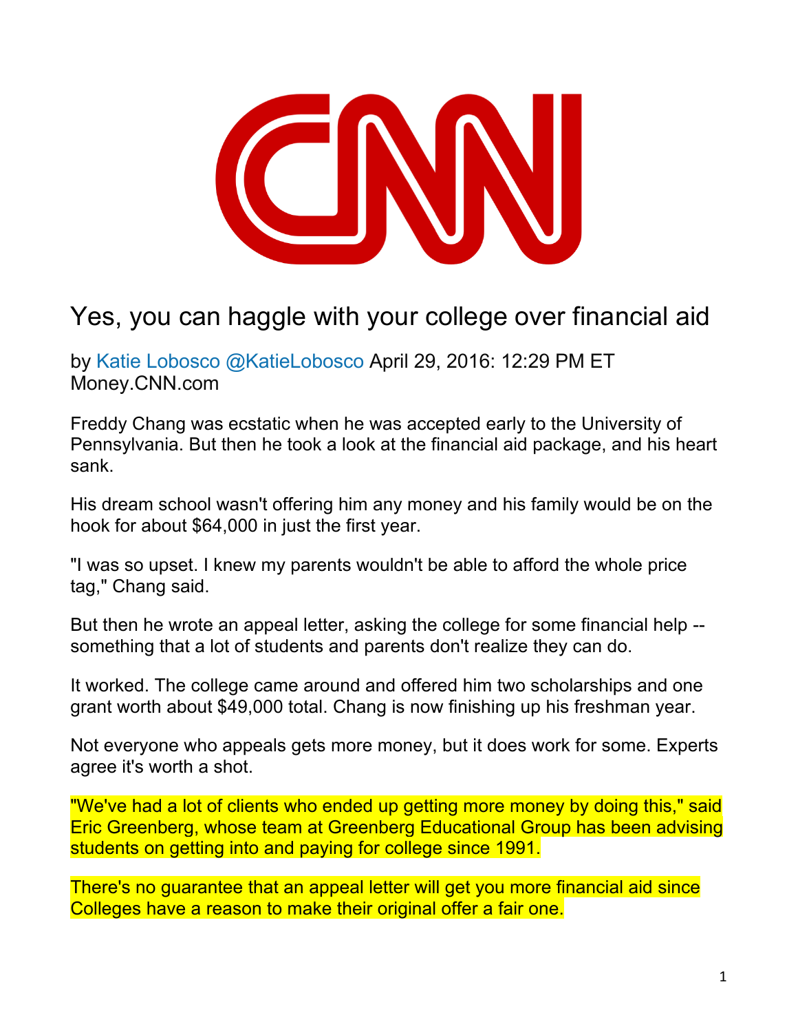# Yes, you can haggle with your college over financial aid

by Katie Lobosco @KatieLobosco April 29, 2016: 12:29 PM ET
Money.CNN.com

Freddy Chang was ecstatic when he was accepted early to the University of Pennsylvania. But then he took a look at the financial aid package, and his heart sank.

His dream school wasn't offering him any money and his family would be on the hook for about $64,000 in just the first year.

"I was so upset. I knew my parents wouldn't be able to afford the whole price tag," Chang said.

But then he wrote an appeal letter, asking the college for some financial help -- something that a lot of students and parents don't realize they can do.

It worked. The college came around and offered him two scholarships and one grant worth about $49,000 total. Chang is now finishing up his freshman year.

Not everyone who appeals gets more money, but it does work for some. Experts agree it's worth a shot.

"We've had a lot of clients who ended up getting more money by doing this," said Eric Greenberg, whose team at Greenberg Educational Group has been advising students on getting into and paying for college since 1991.

There's no guarantee that an appeal letter will get you more financial aid since Colleges have a reason to make their original offer a fair one.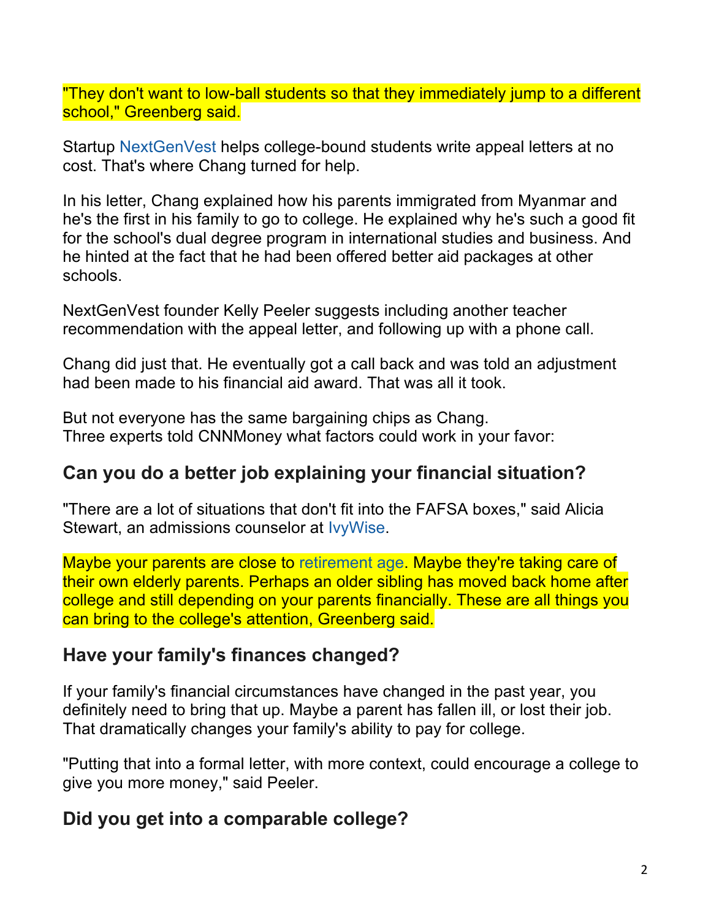"They don't want to low-ball students so that they immediately jump to a different school," Greenberg said.

Startup NextGenVest helps college-bound students write appeal letters at no cost. That's where Chang turned for help.

In his letter, Chang explained how his parents immigrated from Myanmar and he's the first in his family to go to college. He explained why he's such a good fit for the school's dual degree program in international studies and business. And he hinted at the fact that he had been offered better aid packages at other schools.

NextGenVest founder Kelly Peeler suggests including another teacher recommendation with the appeal letter, and following up with a phone call.

Chang did just that. He eventually got a call back and was told an adjustment had been made to his financial aid award. That was all it took.

But not everyone has the same bargaining chips as Chang.
Three experts told CNNMoney what factors could work in your favor:

## Can you do a better job explaining your financial situation?

"There are a lot of situations that don't fit into the FAFSA boxes," said Alicia Stewart, an admissions counselor at IvyWise.

Maybe your parents are close to retirement age. Maybe they're taking care of their own elderly parents. Perhaps an older sibling has moved back home after college and still depending on your parents financially. These are all things you can bring to the college's attention, Greenberg said.

## Have your family's finances changed?

If your family's financial circumstances have changed in the past year, you definitely need to bring that up. Maybe a parent has fallen ill, or lost their job. That dramatically changes your family's ability to pay for college.

"Putting that into a formal letter, with more context, could encourage a college to give you more money," said Peeler.

## Did you get into a comparable college?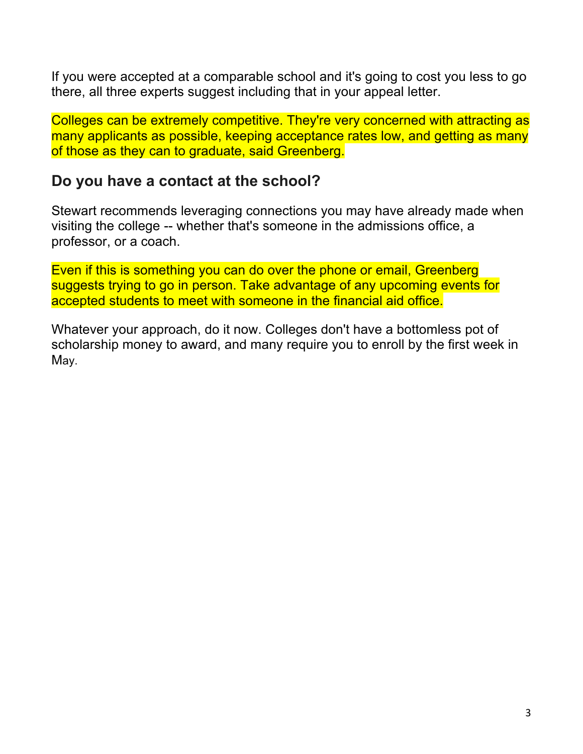If you were accepted at a comparable school and it's going to cost you less to go there, all three experts suggest including that in your appeal letter.

Colleges can be extremely competitive. They're very concerned with attracting as many applicants as possible, keeping acceptance rates low, and getting as many of those as they can to graduate, said Greenberg.

## Do you have a contact at the school?

Stewart recommends leveraging connections you may have already made when visiting the college -- whether that's someone in the admissions office, a professor, or a coach.

Even if this is something you can do over the phone or email, Greenberg suggests trying to go in person. Take advantage of any upcoming events for accepted students to meet with someone in the financial aid office.

Whatever your approach, do it now. Colleges don't have a bottomless pot of scholarship money to award, and many require you to enroll by the first week in May.